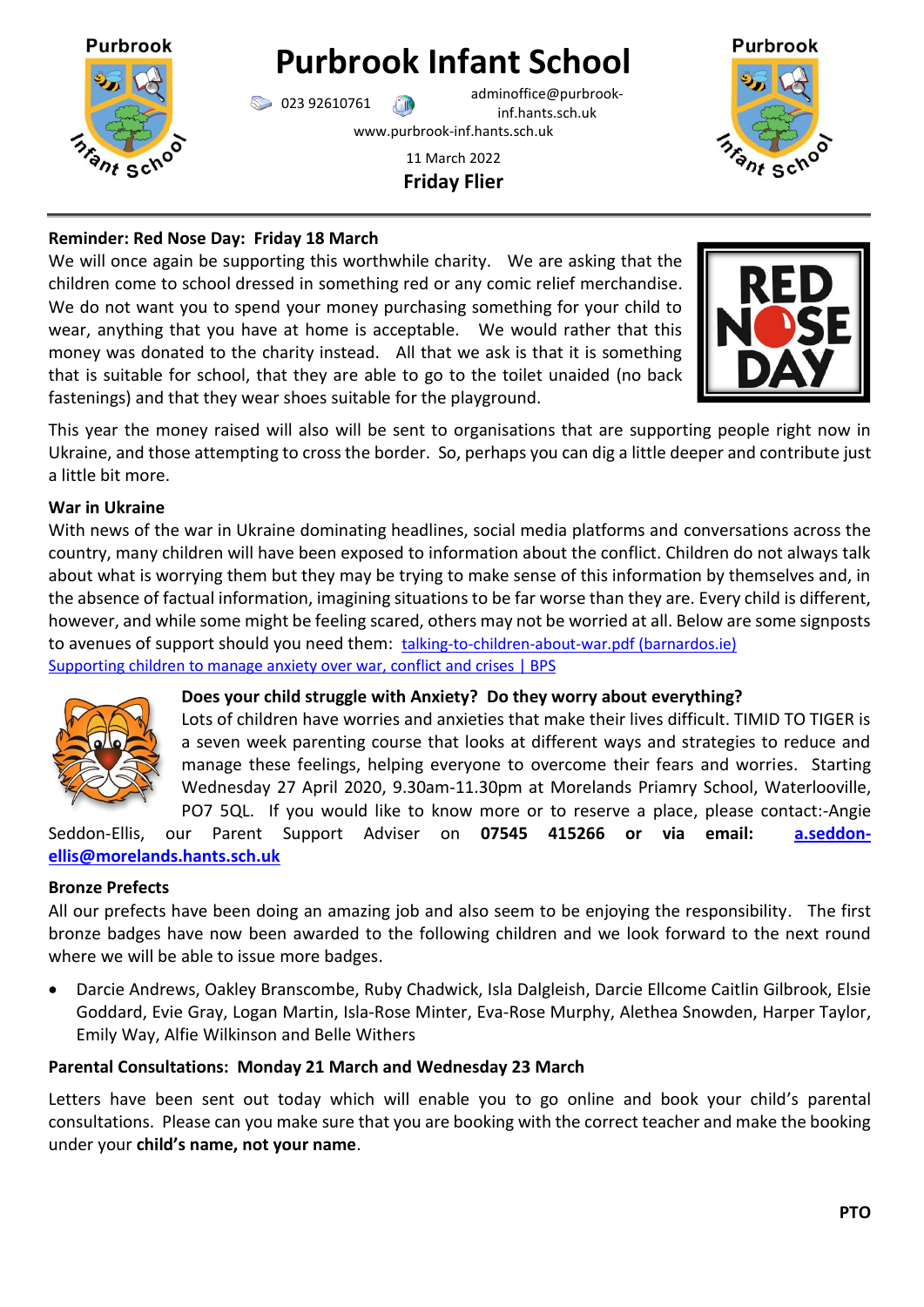# Purbrook Infant School

023 92610761 adminoffice@purbrook-inf.hants.sch.uk

www.purbrook-inf.hants.sch.uk

11 March 2022

**Friday Flier**

---

**Reminder: Red Nose Day: Friday 18 March**

We will once again be supporting this worthwhile charity. We are asking that the children come to school dressed in something red or any comic relief merchandise. We do not want you to spend your money purchasing something for your child to wear, anything that you have at home is acceptable. We would rather that this money was donated to the charity instead. All that we ask is that it is something that is suitable for school, that they are able to go to the toilet unaided (no back fastenings) and that they wear shoes suitable for the playground.

This year the money raised will also will be sent to organisations that are supporting people right now in Ukraine, and those attempting to cross the border. So, perhaps you can dig a little deeper and contribute just a little bit more.

**War in Ukraine**

With news of the war in Ukraine dominating headlines, social media platforms and conversations across the country, many children will have been exposed to information about the conflict. Children do not always talk about what is worrying them but they may be trying to make sense of this information by themselves and, in the absence of factual information, imagining situations to be far worse than they are. Every child is different, however, and while some might be feeling scared, others may not be worried at all. Below are some signposts to avenues of support should you need them: talking-to-children-about-war.pdf (barnardos.ie)
Supporting children to manage anxiety over war, conflict and crises | BPS

**Does your child struggle with Anxiety? Do they worry about everything?**

Lots of children have worries and anxieties that make their lives difficult. TIMID TO TIGER is a seven week parenting course that looks at different ways and strategies to reduce and manage these feelings, helping everyone to overcome their fears and worries. Starting Wednesday 27 April 2020, 9.30am-11.30pm at Morelands Priamry School, Waterlooville, PO7 5QL. If you would like to know more or to reserve a place, please contact:-Angie Seddon-Ellis, our Parent Support Adviser on **07545 415266 or via email:** **a.seddon-ellis@morelands.hants.sch.uk**

**Bronze Prefects**

All our prefects have been doing an amazing job and also seem to be enjoying the responsibility. The first bronze badges have now been awarded to the following children and we look forward to the next round where we will be able to issue more badges.

- Darcie Andrews, Oakley Branscombe, Ruby Chadwick, Isla Dalgleish, Darcie Ellcome Caitlin Gilbrook, Elsie Goddard, Evie Gray, Logan Martin, Isla-Rose Minter, Eva-Rose Murphy, Alethea Snowden, Harper Taylor, Emily Way, Alfie Wilkinson and Belle Withers

**Parental Consultations: Monday 21 March and Wednesday 23 March**

Letters have been sent out today which will enable you to go online and book your child's parental consultations. Please can you make sure that you are booking with the correct teacher and make the booking under your **child's name, not your name**.

**PTO**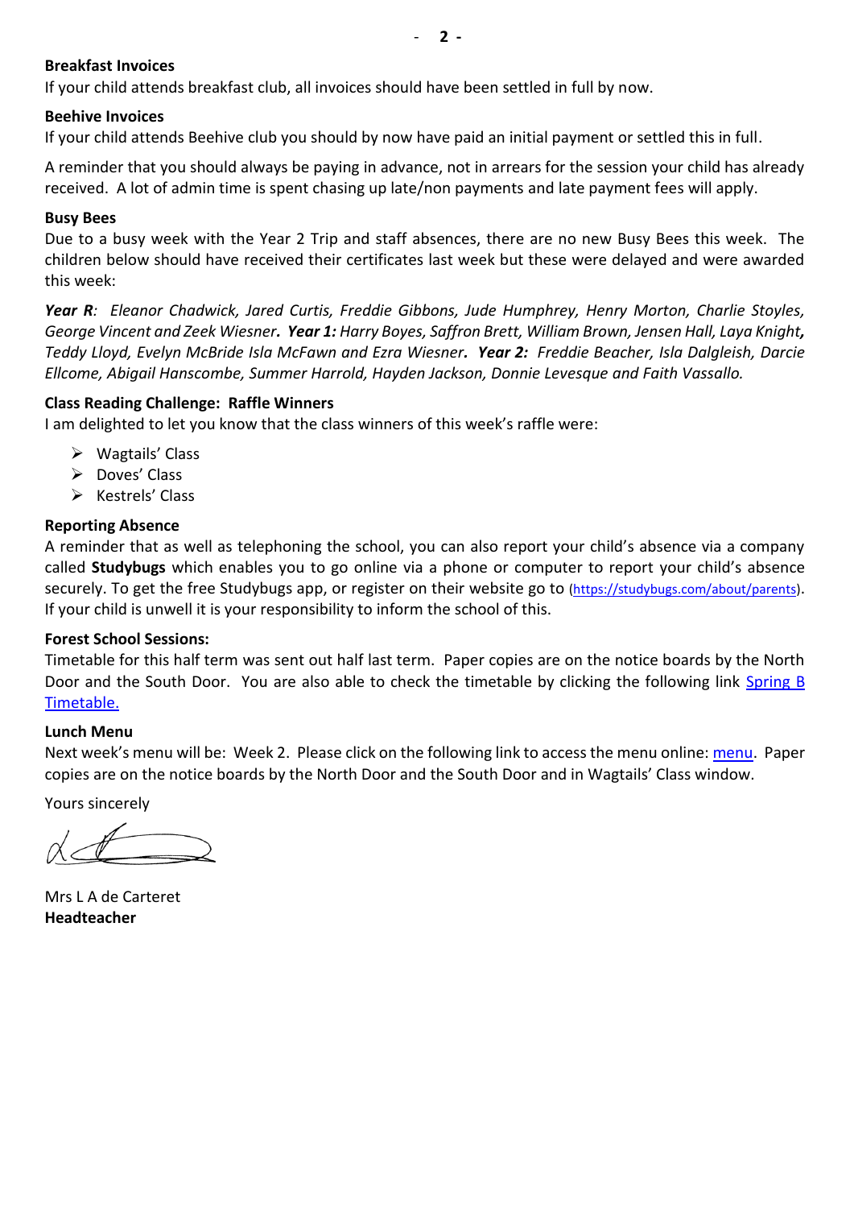**Breakfast Invoices**
If your child attends breakfast club, all invoices should have been settled in full by now.

**Beehive Invoices**
If your child attends Beehive club you should by now have paid an initial payment or settled this in full.

A reminder that you should always be paying in advance, not in arrears for the session your child has already received. A lot of admin time is spent chasing up late/non payments and late payment fees will apply.

**Busy Bees**
Due to a busy week with the Year 2 Trip and staff absences, there are no new Busy Bees this week. The children below should have received their certificates last week but these were delayed and were awarded this week:

***Year R**: Eleanor Chadwick, Jared Curtis, Freddie Gibbons, Jude Humphrey, Henry Morton, Charlie Stoyles, George Vincent and Zeek Wiesner. **Year 1:** Harry Boyes, Saffron Brett, William Brown, Jensen Hall, Laya Knight, Teddy Lloyd, Evelyn McBride Isla McFawn and Ezra Wiesner. **Year 2:** Freddie Beacher, Isla Dalgleish, Darcie Ellcome, Abigail Hanscombe, Summer Harrold, Hayden Jackson, Donnie Levesque and Faith Vassallo.*

**Class Reading Challenge: Raffle Winners**
I am delighted to let you know that the class winners of this week's raffle were:

- Wagtails' Class
- Doves' Class
- Kestrels' Class

**Reporting Absence**
A reminder that as well as telephoning the school, you can also report your child's absence via a company called **Studybugs** which enables you to go online via a phone or computer to report your child's absence securely. To get the free Studybugs app, or register on their website go to (https://studybugs.com/about/parents). If your child is unwell it is your responsibility to inform the school of this.

**Forest School Sessions:**
Timetable for this half term was sent out half last term. Paper copies are on the notice boards by the North Door and the South Door. You are also able to check the timetable by clicking the following link Spring B Timetable.

**Lunch Menu**
Next week's menu will be: Week 2. Please click on the following link to access the menu online: menu. Paper copies are on the notice boards by the North Door and the South Door and in Wagtails' Class window.

Yours sincerely

Mrs L A de Carteret
**Headteacher**